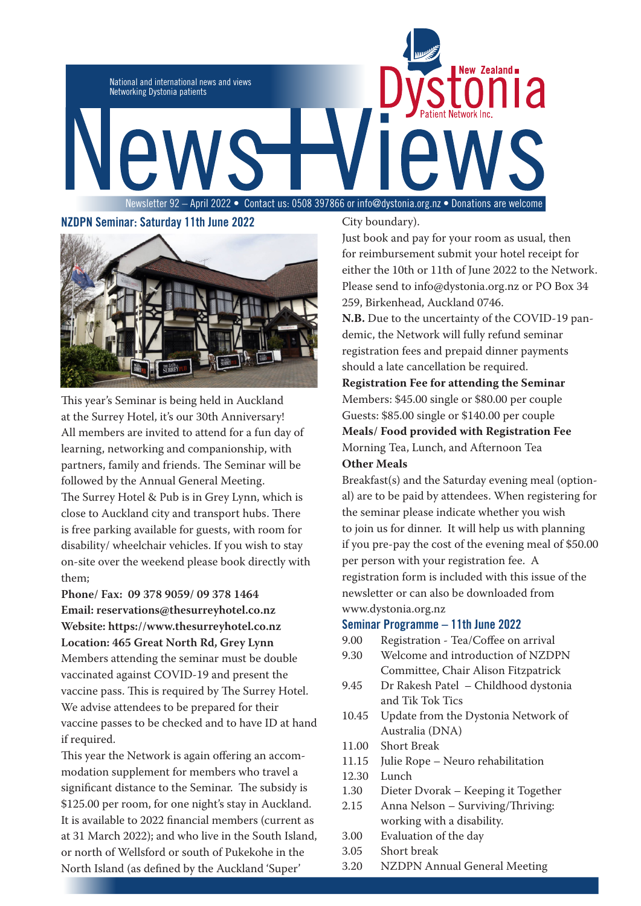National and international news and views
Networking Dystonia patients

# News+Views

New Zealand Dystonia Patient Network Inc.

Newsletter 92 – April 2022 • Contact us: 0508 397866 or info@dystonia.org.nz • Donations are welcome

## NZDPN Seminar: Saturday 11th June 2022

This year's Seminar is being held in Auckland at the Surrey Hotel, it's our 30th Anniversary! All members are invited to attend for a fun day of learning, networking and companionship, with partners, family and friends. The Seminar will be followed by the Annual General Meeting.

The Surrey Hotel & Pub is in Grey Lynn, which is close to Auckland city and transport hubs. There is free parking available for guests, with room for disability/ wheelchair vehicles. If you wish to stay on-site over the weekend please book directly with them;

**Phone/ Fax: 09 378 9059/ 09 378 1464**
**Email: reservations@thesurreyhotel.co.nz**
**Website: https://www.thesurreyhotel.co.nz**
**Location: 465 Great North Rd, Grey Lynn**

Members attending the seminar must be double vaccinated against COVID-19 and present the vaccine pass. This is required by The Surrey Hotel. We advise attendees to be prepared for their vaccine passes to be checked and to have ID at hand if required.

This year the Network is again offering an accommodation supplement for members who travel a significant distance to the Seminar. The subsidy is $125.00 per room, for one night's stay in Auckland. It is available to 2022 financial members (current as at 31 March 2022); and who live in the South Island, or north of Wellsford or south of Pukekohe in the North Island (as defined by the Auckland 'Super' City boundary).

Just book and pay for your room as usual, then for reimbursement submit your hotel receipt for either the 10th or 11th of June 2022 to the Network. Please send to info@dystonia.org.nz or PO Box 34 259, Birkenhead, Auckland 0746.

**N.B.** Due to the uncertainty of the COVID-19 pandemic, the Network will fully refund seminar registration fees and prepaid dinner payments should a late cancellation be required.

**Registration Fee for attending the Seminar**
Members: $45.00 single or $80.00 per couple
Guests: $85.00 single or $140.00 per couple

**Meals/ Food provided with Registration Fee**
Morning Tea, Lunch, and Afternoon Tea

**Other Meals**
Breakfast(s) and the Saturday evening meal (optional) are to be paid by attendees. When registering for the seminar please indicate whether you wish to join us for dinner. It will help us with planning if you pre-pay the cost of the evening meal of $50.00 per person with your registration fee. A registration form is included with this issue of the newsletter or can also be downloaded from www.dystonia.org.nz

## Seminar Programme – 11th June 2022

| | |
|---|---|
| 9.00 | Registration - Tea/Coffee on arrival |
| 9.30 | Welcome and introduction of NZDPN Committee, Chair Alison Fitzpatrick |
| 9.45 | Dr Rakesh Patel – Childhood dystonia and Tik Tok Tics |
| 10.45 | Update from the Dystonia Network of Australia (DNA) |
| 11.00 | Short Break |
| 11.15 | Julie Rope – Neuro rehabilitation |
| 12.30 | Lunch |
| 1.30 | Dieter Dvorak – Keeping it Together |
| 2.15 | Anna Nelson – Surviving/Thriving: working with a disability. |
| 3.00 | Evaluation of the day |
| 3.05 | Short break |
| 3.20 | NZDPN Annual General Meeting |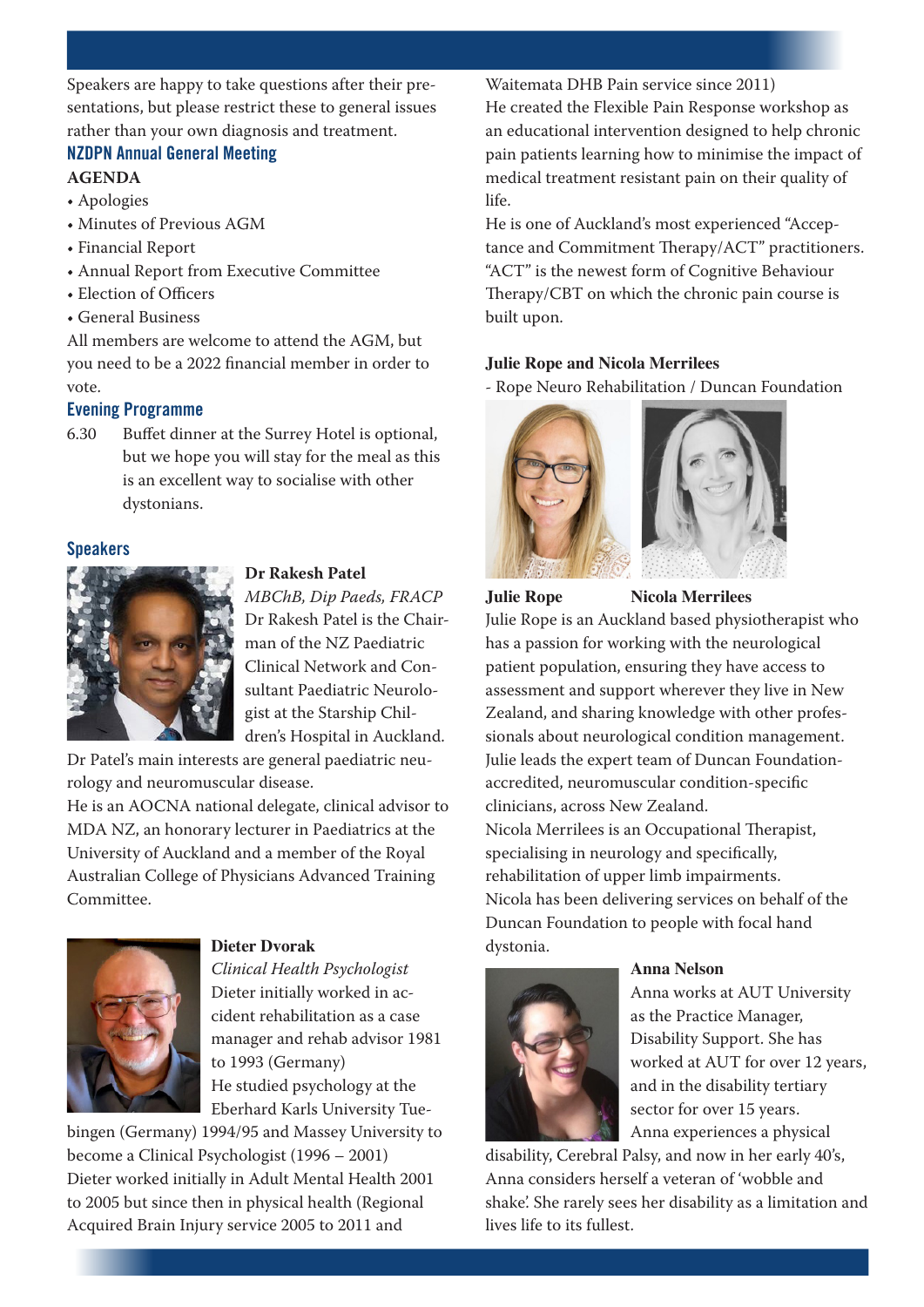Speakers are happy to take questions after their presentations, but please restrict these to general issues rather than your own diagnosis and treatment.

## NZDPN Annual General Meeting

**AGENDA**

- Apologies
- Minutes of Previous AGM
- Financial Report
- Annual Report from Executive Committee
- Election of Officers
- General Business

All members are welcome to attend the AGM, but you need to be a 2022 financial member in order to vote.

## Evening Programme

6.30 Buffet dinner at the Surrey Hotel is optional, but we hope you will stay for the meal as this is an excellent way to socialise with other dystonians.

## Speakers

**Dr Rakesh Patel**

*MBChB, Dip Paeds, FRACP*

Dr Rakesh Patel is the Chairman of the NZ Paediatric Clinical Network and Consultant Paediatric Neurologist at the Starship Children's Hospital in Auckland.

Dr Patel's main interests are general paediatric neurology and neuromuscular disease.

He is an AOCNA national delegate, clinical advisor to MDA NZ, an honorary lecturer in Paediatrics at the University of Auckland and a member of the Royal Australian College of Physicians Advanced Training Committee.

**Dieter Dvorak**

*Clinical Health Psychologist*

Dieter initially worked in accident rehabilitation as a case manager and rehab advisor 1981 to 1993 (Germany)

He studied psychology at the Eberhard Karls University Tuebingen (Germany) 1994/95 and Massey University to become a Clinical Psychologist (1996 – 2001)

Dieter worked initially in Adult Mental Health 2001 to 2005 but since then in physical health (Regional Acquired Brain Injury service 2005 to 2011 and Waitemata DHB Pain service since 2011)

He created the Flexible Pain Response workshop as an educational intervention designed to help chronic pain patients learning how to minimise the impact of medical treatment resistant pain on their quality of life.

He is one of Auckland's most experienced "Acceptance and Commitment Therapy/ACT" practitioners. "ACT" is the newest form of Cognitive Behaviour Therapy/CBT on which the chronic pain course is built upon.

**Julie Rope and Nicola Merrilees**

- Rope Neuro Rehabilitation / Duncan Foundation

**Julie Rope** **Nicola Merrilees**

Julie Rope is an Auckland based physiotherapist who has a passion for working with the neurological patient population, ensuring they have access to assessment and support wherever they live in New Zealand, and sharing knowledge with other professionals about neurological condition management.

Julie leads the expert team of Duncan Foundation-accredited, neuromuscular condition-specific clinicians, across New Zealand.

Nicola Merrilees is an Occupational Therapist, specialising in neurology and specifically, rehabilitation of upper limb impairments.

Nicola has been delivering services on behalf of the Duncan Foundation to people with focal hand dystonia.

**Anna Nelson**

Anna works at AUT University as the Practice Manager, Disability Support. She has worked at AUT for over 12 years, and in the disability tertiary sector for over 15 years.

Anna experiences a physical disability, Cerebral Palsy, and now in her early 40's, Anna considers herself a veteran of 'wobble and shake'. She rarely sees her disability as a limitation and lives life to its fullest.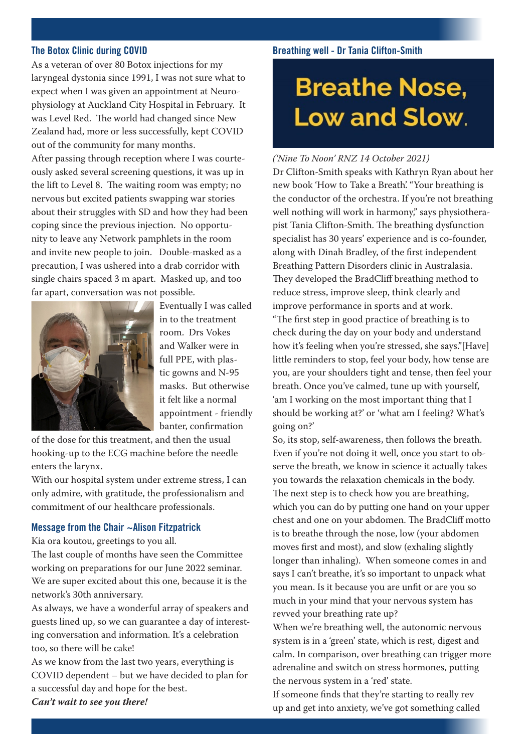## The Botox Clinic during COVID

As a veteran of over 80 Botox injections for my laryngeal dystonia since 1991, I was not sure what to expect when I was given an appointment at Neuro-physiology at Auckland City Hospital in February. It was Level Red. The world had changed since New Zealand had, more or less successfully, kept COVID out of the community for many months.

After passing through reception where I was courteously asked several screening questions, it was up in the lift to Level 8. The waiting room was empty; no nervous but excited patients swapping war stories about their struggles with SD and how they had been coping since the previous injection. No opportunity to leave any Network pamphlets in the room and invite new people to join. Double-masked as a precaution, I was ushered into a drab corridor with single chairs spaced 3 m apart. Masked up, and too far apart, conversation was not possible.

Eventually I was called in to the treatment room. Drs Vokes and Walker were in full PPE, with plastic gowns and N-95 masks. But otherwise it felt like a normal appointment - friendly banter, confirmation of the dose for this treatment, and then the usual hooking-up to the ECG machine before the needle enters the larynx.

With our hospital system under extreme stress, I can only admire, with gratitude, the professionalism and commitment of our healthcare professionals.

## Message from the Chair ~Alison Fitzpatrick

Kia ora koutou, greetings to you all.

The last couple of months have seen the Committee working on preparations for our June 2022 seminar. We are super excited about this one, because it is the network's 30th anniversary.

As always, we have a wonderful array of speakers and guests lined up, so we can guarantee a day of interesting conversation and information. It's a celebration too, so there will be cake!

As we know from the last two years, everything is COVID dependent – but we have decided to plan for a successful day and hope for the best.

***Can't wait to see you there!***

## Breathing well - Dr Tania Clifton-Smith

**Breathe Nose, Low and Slow.**

*('Nine To Noon' RNZ 14 October 2021)*

Dr Clifton-Smith speaks with Kathryn Ryan about her new book 'How to Take a Breath'. "Your breathing is the conductor of the orchestra. If you're not breathing well nothing will work in harmony," says physiotherapist Tania Clifton-Smith. The breathing dysfunction specialist has 30 years' experience and is co-founder, along with Dinah Bradley, of the first independent Breathing Pattern Disorders clinic in Australasia. They developed the BradCliff breathing method to reduce stress, improve sleep, think clearly and improve performance in sports and at work.

"The first step in good practice of breathing is to check during the day on your body and understand how it's feeling when you're stressed, she says."[Have] little reminders to stop, feel your body, how tense are you, are your shoulders tight and tense, then feel your breath. Once you've calmed, tune up with yourself, 'am I working on the most important thing that I should be working at?' or 'what am I feeling? What's going on?'

So, its stop, self-awareness, then follows the breath. Even if you're not doing it well, once you start to observe the breath, we know in science it actually takes you towards the relaxation chemicals in the body.

The next step is to check how you are breathing, which you can do by putting one hand on your upper chest and one on your abdomen. The BradCliff motto is to breathe through the nose, low (your abdomen moves first and most), and slow (exhaling slightly longer than inhaling). When someone comes in and says I can't breathe, it's so important to unpack what you mean. Is it because you are unfit or are you so much in your mind that your nervous system has revved your breathing rate up?

When we're breathing well, the autonomic nervous system is in a 'green' state, which is rest, digest and calm. In comparison, over breathing can trigger more adrenaline and switch on stress hormones, putting the nervous system in a 'red' state.

If someone finds that they're starting to really rev up and get into anxiety, we've got something called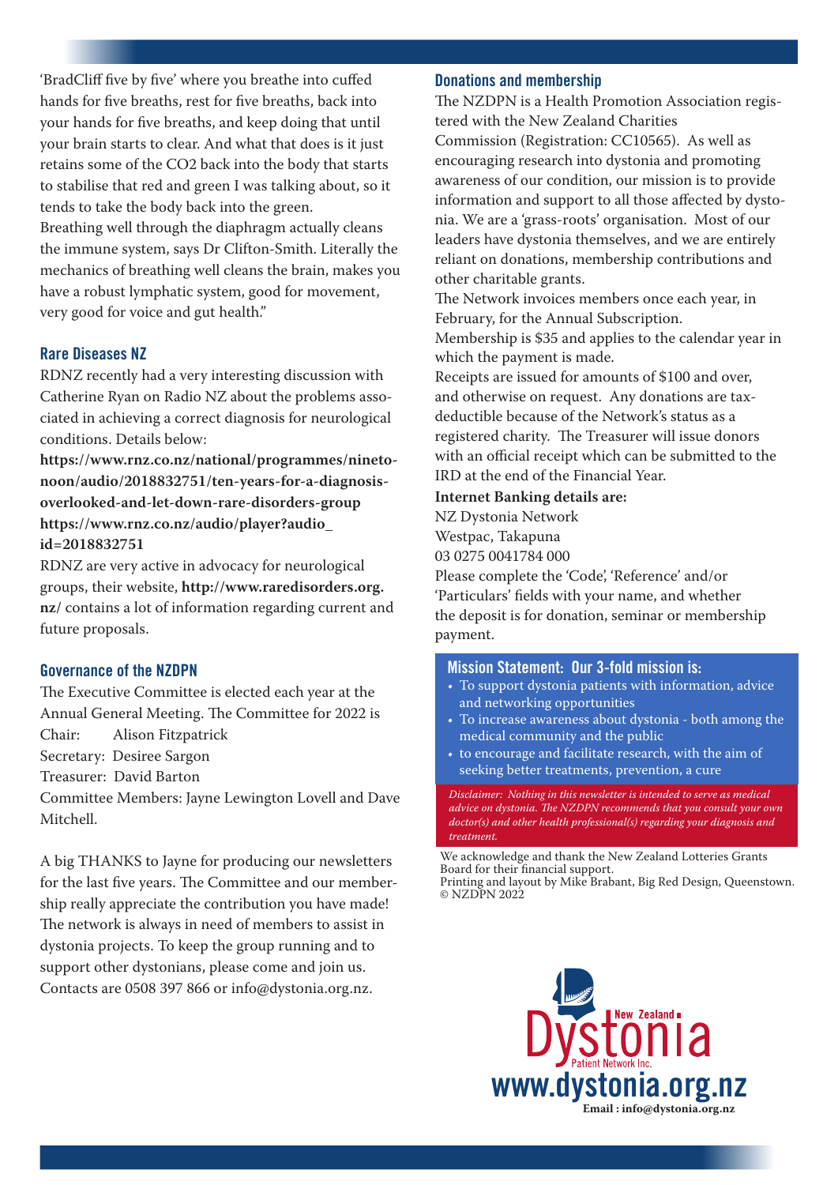'BradCliff five by five' where you breathe into cuffed hands for five breaths, rest for five breaths, back into your hands for five breaths, and keep doing that until your brain starts to clear. And what that does is it just retains some of the CO2 back into the body that starts to stabilise that red and green I was talking about, so it tends to take the body back into the green.

Breathing well through the diaphragm actually cleans the immune system, says Dr Clifton-Smith. Literally the mechanics of breathing well cleans the brain, makes you have a robust lymphatic system, good for movement, very good for voice and gut health."

## Rare Diseases NZ

RDNZ recently had a very interesting discussion with Catherine Ryan on Radio NZ about the problems associated in achieving a correct diagnosis for neurological conditions. Details below:

**https://www.rnz.co.nz/national/programmes/ninetonoon/audio/2018832751/ten-years-for-a-diagnosis-overlooked-and-let-down-rare-disorders-group**
**https://www.rnz.co.nz/audio/player?audio_id=2018832751**

RDNZ are very active in advocacy for neurological groups, their website, **http://www.raredisorders.org.nz/** contains a lot of information regarding current and future proposals.

## Governance of the NZDPN

The Executive Committee is elected each year at the Annual General Meeting. The Committee for 2022 is

Chair: Alison Fitzpatrick
Secretary: Desiree Sargon
Treasurer: David Barton
Committee Members: Jayne Lewington Lovell and Dave Mitchell.

A big THANKS to Jayne for producing our newsletters for the last five years. The Committee and our membership really appreciate the contribution you have made! The network is always in need of members to assist in dystonia projects. To keep the group running and to support other dystonians, please come and join us. Contacts are 0508 397 866 or info@dystonia.org.nz.

## Donations and membership

The NZDPN is a Health Promotion Association registered with the New Zealand Charities Commission (Registration: CC10565). As well as encouraging research into dystonia and promoting awareness of our condition, our mission is to provide information and support to all those affected by dystonia. We are a 'grass-roots' organisation. Most of our leaders have dystonia themselves, and we are entirely reliant on donations, membership contributions and other charitable grants.

The Network invoices members once each year, in February, for the Annual Subscription.

Membership is $35 and applies to the calendar year in which the payment is made.

Receipts are issued for amounts of $100 and over, and otherwise on request. Any donations are tax-deductible because of the Network's status as a registered charity. The Treasurer will issue donors with an official receipt which can be submitted to the IRD at the end of the Financial Year.

**Internet Banking details are:**
NZ Dystonia Network
Westpac, Takapuna
03 0275 0041784 000

Please complete the 'Code', 'Reference' and/or 'Particulars' fields with your name, and whether the deposit is for donation, seminar or membership payment.

## Mission Statement: Our 3-fold mission is:

- To support dystonia patients with information, advice and networking opportunities
- To increase awareness about dystonia - both among the medical community and the public
- to encourage and facilitate research, with the aim of seeking better treatments, prevention, a cure

*Disclaimer: Nothing in this newsletter is intended to serve as medical advice on dystonia. The NZDPN recommends that you consult your own doctor(s) and other health professional(s) regarding your diagnosis and treatment.*

We acknowledge and thank the New Zealand Lotteries Grants Board for their financial support.
Printing and layout by Mike Brabant, Big Red Design, Queenstown.
© NZDPN 2022

New Zealand Dystonia Patient Network Inc.
www.dystonia.org.nz
Email : info@dystonia.org.nz